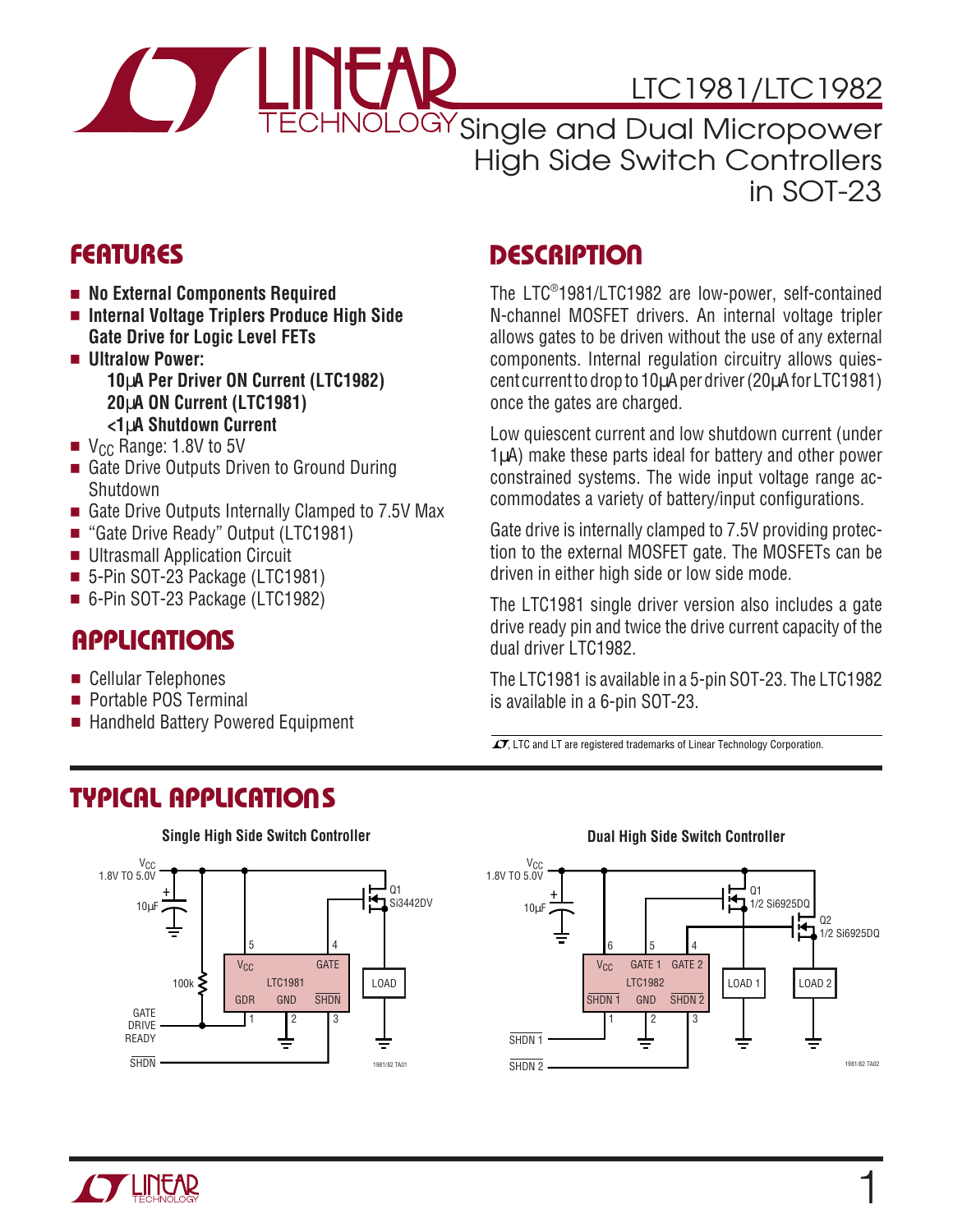# LTC1981/LTC1982

## Single and Dual Micropower High Side Switch Controllers in SOT-23

## FEATURES

- **No External Components Required**
- **Internal Voltage Triplers Produce High Side Gate Drive for Logic Level FETs**
- **Ultralow Power:**
  - **10μA Per Driver ON Current (LTC1982)**
  - **20μA ON Current (LTC1981)**
  - **<1μA Shutdown Current**
- $V_{CC}$ Range: 1.8V to 5V
- Gate Drive Outputs Driven to Ground During Shutdown
- Gate Drive Outputs Internally Clamped to 7.5V Max
- "Gate Drive Ready" Output (LTC1981)
- Ultrasmall Application Circuit
- 5-Pin SOT-23 Package (LTC1981)
- 6-Pin SOT-23 Package (LTC1982)

## APPLICATIONS

- Cellular Telephones
- Portable POS Terminal
- Handheld Battery Powered Equipment

## DESCRIPTION

The LTC®1981/LTC1982 are low-power, self-contained N-channel MOSFET drivers. An internal voltage tripler allows gates to be driven without the use of any external components. Internal regulation circuitry allows quiescent current to drop to 10μA per driver (20μA for LTC1981) once the gates are charged.

Low quiescent current and low shutdown current (under 1μA) make these parts ideal for battery and other power constrained systems. The wide input voltage range accommodates a variety of battery/input configurations.

Gate drive is internally clamped to 7.5V providing protection to the external MOSFET gate. The MOSFETs can be driven in either high side or low side mode.

The LTC1981 single driver version also includes a gate drive ready pin and twice the drive current capacity of the dual driver LTC1982.

The LTC1981 is available in a 5-pin SOT-23. The LTC1982 is available in a 6-pin SOT-23.

LTC and LT are registered trademarks of Linear Technology Corporation.

## TYPICAL APPLICATIONS

**Single High Side Switch Controller**

**Dual High Side Switch Controller**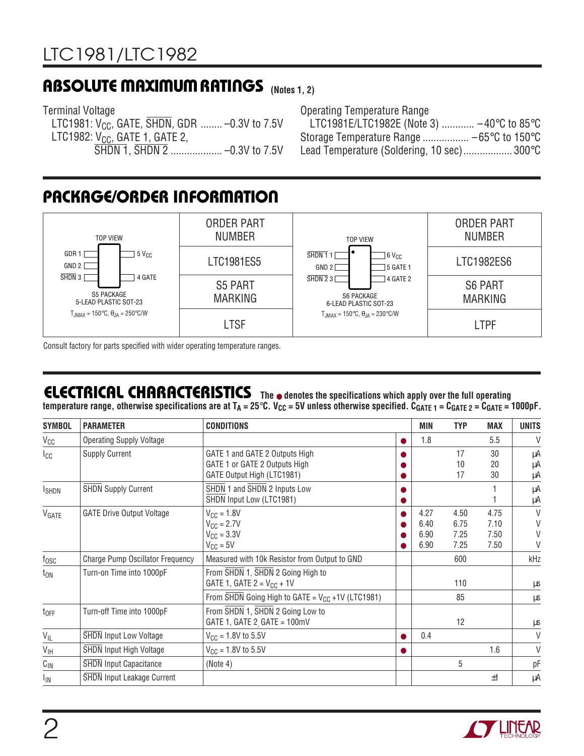## ABSOLUTE MAXIMUM RATINGS (Notes 1, 2)

Terminal Voltage
- LTC1981: $V_{CC}$, GATE, $\overline{SHDN}$, GDR ........ –0.3V to 7.5V
- LTC1982: $V_{CC}$, GATE 1, GATE 2, $\overline{SHDN}$ 1, $\overline{SHDN}$ 2 .................. –0.3V to 7.5V

Operating Temperature Range
- LTC1981E/LTC1982E (Note 3) ............ –40°C to 85°C

Storage Temperature Range ................. –65°C to 150°C

Lead Temperature (Soldering, 10 sec).................. 300°C

## PACKAGE/ORDER INFORMATION

| TOP VIEW | ORDER PART NUMBER | TOP VIEW | ORDER PART NUMBER |
|---|---|---|---|
| GDR 1, GND 2, $\overline{SHDN}$ 3 / 5 $V_{CC}$, 4 GATE | LTC1981ES5 | $\overline{SHDN 1}$ 1, GND 2, $\overline{SHDN 2}$ 3 / 6 $V_{CC}$, 5 GATE 1, 4 GATE 2 | LTC1982ES6 |
| S5 PACKAGE 5-LEAD PLASTIC SOT-23 | S5 PART MARKING | S6 PACKAGE 6-LEAD PLASTIC SOT-23 | S6 PART MARKING |
| $T_{JMAX}$ = 150°C, $\theta_{JA}$ = 250°C/W | LTSF | $T_{JMAX}$ = 150°C, $\theta_{JA}$ = 230°C/W | LTPF |

Consult factory for parts specified with wider operating temperature ranges.

## ELECTRICAL CHARACTERISTICS

**The ● denotes the specifications which apply over the full operating temperature range, otherwise specifications are at $T_A$ = 25°C. $V_{CC}$ = 5V unless otherwise specified. $C_{GATE 1} = C_{GATE 2} = C_{GATE}$ = 1000pF.**

| SYMBOL | PARAMETER | CONDITIONS | | MIN | TYP | MAX | UNITS |
|---|---|---|---|---|---|---|---|
| $V_{CC}$ | Operating Supply Voltage | | ● | 1.8 | | 5.5 | V |
| $I_{CC}$ | Supply Current | GATE 1 and GATE 2 Outputs High<br>GATE 1 or GATE 2 Outputs High<br>GATE Output High (LTC1981) | ●<br>●<br>● | | 17<br>10<br>17 | 30<br>20<br>30 | µA<br>µA<br>µA |
| $I_{SHDN}$ | $\overline{SHDN}$ Supply Current | $\overline{SHDN}$ 1 and $\overline{SHDN}$ 2 Inputs Low<br>SHDN Input Low (LTC1981) | ●<br>● | | | 1<br>1 | µA<br>µA |
| $V_{GATE}$ | GATE Drive Output Voltage | $V_{CC}$ = 1.8V<br>$V_{CC}$ = 2.7V<br>$V_{CC}$ = 3.3V<br>$V_{CC}$ = 5V | ●<br>●<br>●<br>● | 4.27<br>6.40<br>6.90<br>6.90 | 4.50<br>6.75<br>7.25<br>7.25 | 4.75<br>7.10<br>7.50<br>7.50 | V<br>V<br>V<br>V |
| $f_{OSC}$ | Charge Pump Oscillator Frequency | Measured with 10k Resistor from Output to GND | | | 600 | | kHz |
| $t_{ON}$ | Turn-on Time into 1000pF | From $\overline{SHDN}$ 1, $\overline{SHDN}$ 2 Going High to GATE 1, GATE 2 = $V_{CC}$ + 1V | | | 110 | | µs |
| | | From $\overline{SHDN}$ Going High to GATE = $V_{CC}$ +1V (LTC1981) | | | 85 | | µs |
| $t_{OFF}$ | Turn-off Time into 1000pF | From $\overline{SHDN}$ 1, $\overline{SHDN}$ 2 Going Low to GATE 1, GATE 2, GATE = 100mV | | | 12 | | µs |
| $V_{IL}$ | $\overline{SHDN}$ Input Low Voltage | $V_{CC}$ = 1.8V to 5.5V | ● | 0.4 | | | V |
| $V_{IH}$ | $\overline{SHDN}$ Input High Voltage | $V_{CC}$ = 1.8V to 5.5V | ● | | | 1.6 | V |
| $C_{IN}$ | $\overline{SHDN}$ Input Capacitance | (Note 4) | | | 5 | | pF |
| $I_{IN}$ | $\overline{SHDN}$ Input Leakage Current | | | | | ±1 | µA |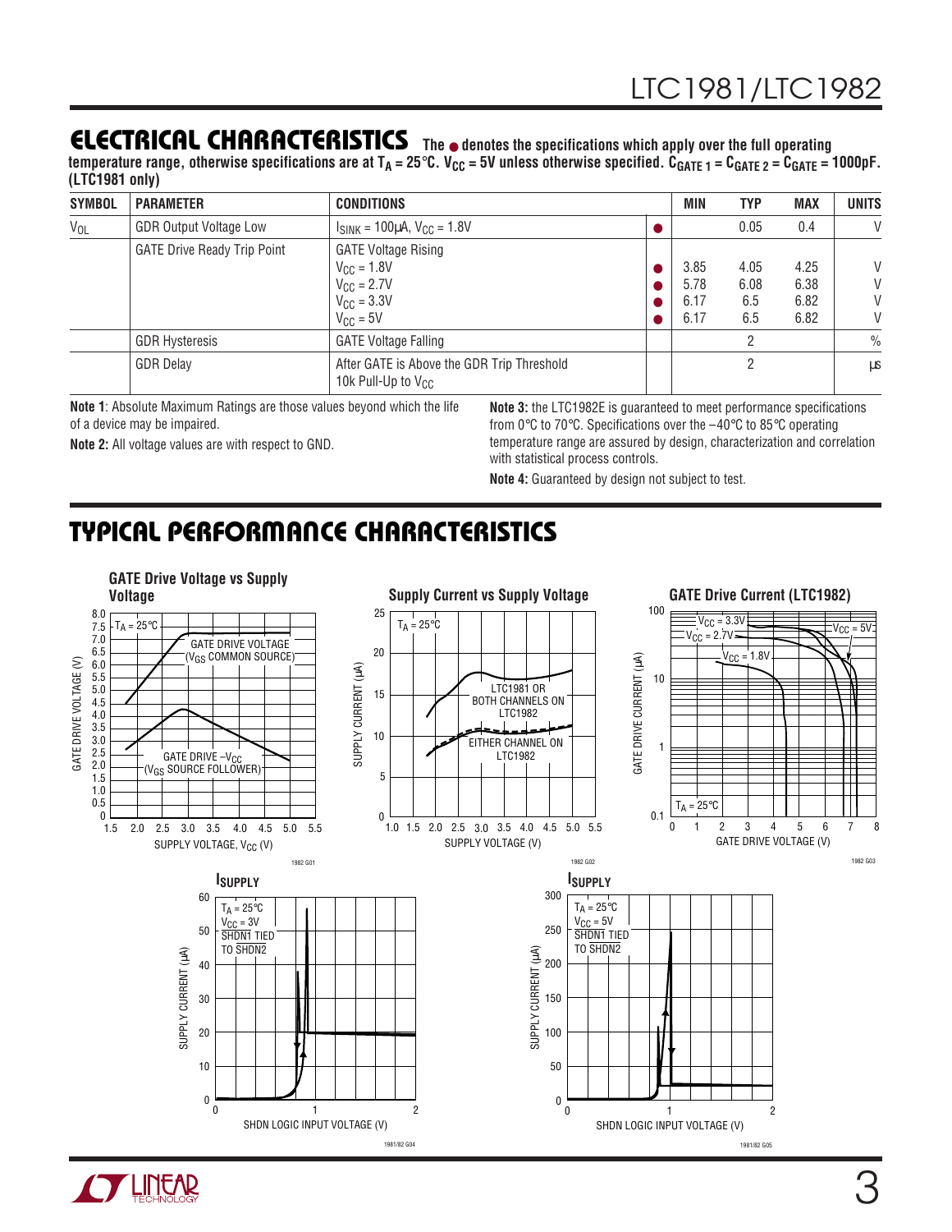## ELECTRICAL CHARACTERISTICS

The ● denotes the specifications which apply over the full operating temperature range, otherwise specifications are at $T_A = 25°C$. $V_{CC} = 5V$ unless otherwise specified. $C_{GATE\,1} = C_{GATE\,2} = C_{GATE} = 1000pF$. (LTC1981 only)

| SYMBOL | PARAMETER | CONDITIONS | | MIN | TYP | MAX | UNITS |
|---|---|---|---|---|---|---|---|
| $V_{OL}$ | GDR Output Voltage Low | $I_{SINK} = 100\mu A$, $V_{CC} = 1.8V$ | ● | | 0.05 | 0.4 | V |
| | GATE Drive Ready Trip Point | GATE Voltage Rising | | | | | |
| | | $V_{CC} = 1.8V$ | ● | 3.85 | 4.05 | 4.25 | V |
| | | $V_{CC} = 2.7V$ | ● | 5.78 | 6.08 | 6.38 | V |
| | | $V_{CC} = 3.3V$ | ● | 6.17 | 6.5 | 6.82 | V |
| | | $V_{CC} = 5V$ | ● | 6.17 | 6.5 | 6.82 | V |
| | GDR Hysteresis | GATE Voltage Falling | | | 2 | | % |
| | GDR Delay | After GATE is Above the GDR Trip Threshold 10k Pull-Up to $V_{CC}$ | | | 2 | | µs |

**Note 1**: Absolute Maximum Ratings are those values beyond which the life of a device may be impaired.

**Note 2:** All voltage values are with respect to GND.

**Note 3:** the LTC1982E is guaranteed to meet performance specifications from 0°C to 70°C. Specifications over the –40°C to 85°C operating temperature range are assured by design, characterization and correlation with statistical process controls.

**Note 4:** Guaranteed by design not subject to test.

## TYPICAL PERFORMANCE CHARACTERISTICS

**GATE Drive Voltage vs Supply Voltage**

**Supply Current vs Supply Voltage**

**GATE Drive Current (LTC1982)**

**$I_{SUPPLY}$** ($T_A = 25°C$, $V_{CC} = 3V$, SHDN1 TIED TO SHDN2)

**$I_{SUPPLY}$** ($T_A = 25°C$, $V_{CC} = 5V$, SHDN1 TIED TO SHDN2)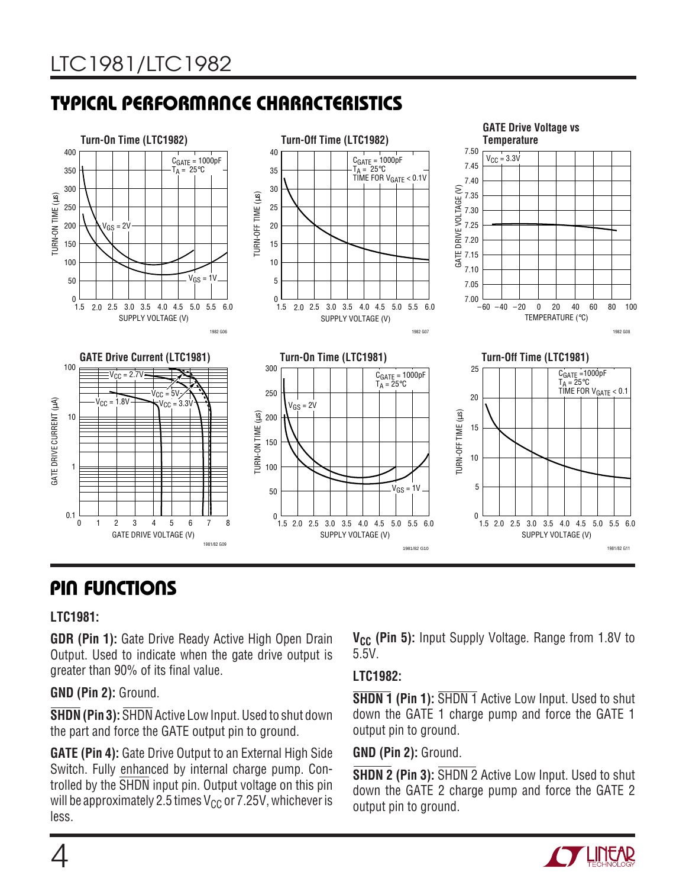## TYPICAL PERFORMANCE CHARACTERISTICS

**Turn-On Time (LTC1982)**

**Turn-Off Time (LTC1982)**

**GATE Drive Voltage vs Temperature**

**GATE Drive Current (LTC1981)**

**Turn-On Time (LTC1981)**

**Turn-Off Time (LTC1981)**

## PIN FUNCTIONS

**LTC1981:**

**GDR (Pin 1):** Gate Drive Ready Active High Open Drain Output. Used to indicate when the gate drive output is greater than 90% of its final value.

**GND (Pin 2):** Ground.

**$\overline{\text{SHDN}}$ (Pin 3):** $\overline{\text{SHDN}}$ Active Low Input. Used to shut down the part and force the GATE output pin to ground.

**GATE (Pin 4):** Gate Drive Output to an External High Side Switch. Fully enhanced by internal charge pump. Controlled by the $\overline{\text{SHDN}}$ input pin. Output voltage on this pin will be approximately 2.5 times $V_{CC}$ or 7.25V, whichever is less.

**$V_{CC}$ (Pin 5):** Input Supply Voltage. Range from 1.8V to 5.5V.

**LTC1982:**

**$\overline{\text{SHDN 1}}$ (Pin 1):** $\overline{\text{SHDN 1}}$ Active Low Input. Used to shut down the GATE 1 charge pump and force the GATE 1 output pin to ground.

**GND (Pin 2):** Ground.

**$\overline{\text{SHDN 2}}$ (Pin 3):** $\overline{\text{SHDN 2}}$ Active Low Input. Used to shut down the GATE 2 charge pump and force the GATE 2 output pin to ground.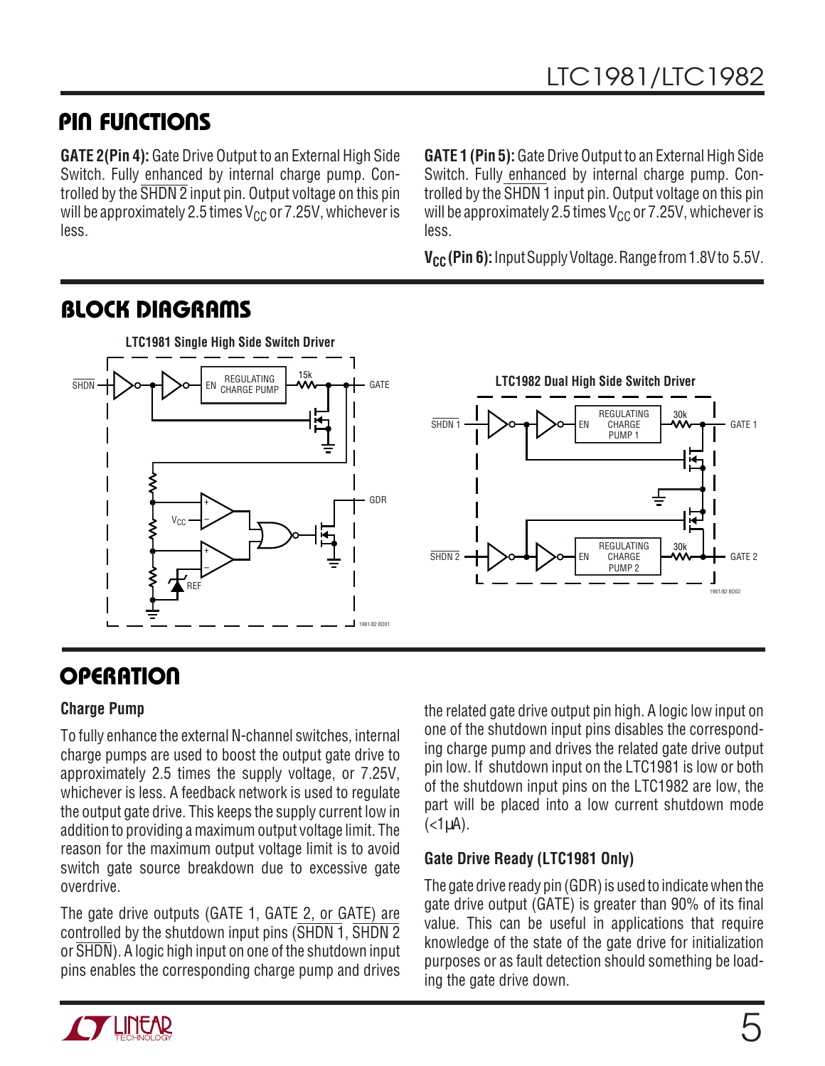## PIN FUNCTIONS

**GATE 2 (Pin 4):** Gate Drive Output to an External High Side Switch. Fully enhanced by internal charge pump. Controlled by the $\overline{\text{SHDN 2}}$ input pin. Output voltage on this pin will be approximately 2.5 times $V_{CC}$ or 7.25V, whichever is less.

**GATE 1 (Pin 5):** Gate Drive Output to an External High Side Switch. Fully enhanced by internal charge pump. Controlled by the $\overline{\text{SHDN 1}}$ input pin. Output voltage on this pin will be approximately 2.5 times $V_{CC}$ or 7.25V, whichever is less.

**$V_{CC}$ (Pin 6):** Input Supply Voltage. Range from 1.8V to 5.5V.

## BLOCK DIAGRAMS

**LTC1981 Single High Side Switch Driver**

**LTC1982 Dual High Side Switch Driver**

## OPERATION

### Charge Pump

To fully enhance the external N-channel switches, internal charge pumps are used to boost the output gate drive to approximately 2.5 times the supply voltage, or 7.25V, whichever is less. A feedback network is used to regulate the output gate drive. This keeps the supply current low in addition to providing a maximum output voltage limit. The reason for the maximum output voltage limit is to avoid switch gate source breakdown due to excessive gate overdrive.

The gate drive outputs (GATE 1, GATE 2, or GATE) are controlled by the shutdown input pins ($\overline{\text{SHDN 1}}$, $\overline{\text{SHDN 2}}$ or $\overline{\text{SHDN}}$). A logic high input on one of the shutdown input pins enables the corresponding charge pump and drives the related gate drive output pin high. A logic low input on one of the shutdown input pins disables the corresponding charge pump and drives the related gate drive output pin low. If shutdown input on the LTC1981 is low or both of the shutdown input pins on the LTC1982 are low, the part will be placed into a low current shutdown mode (<1µA).

### Gate Drive Ready (LTC1981 Only)

The gate drive ready pin (GDR) is used to indicate when the gate drive output (GATE) is greater than 90% of its final value. This can be useful in applications that require knowledge of the state of the gate drive for initialization purposes or as fault detection should something be loading the gate drive down.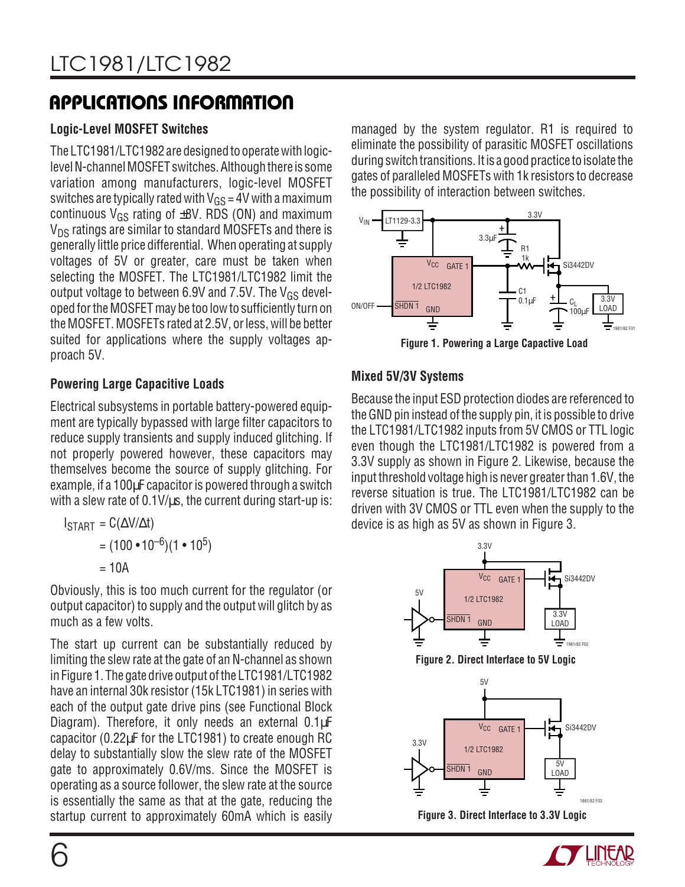## APPLICATIONS INFORMATION

### Logic-Level MOSFET Switches

The LTC1981/LTC1982 are designed to operate with logic-level N-channel MOSFET switches. Although there is some variation among manufacturers, logic-level MOSFET switches are typically rated with $V_{GS}$ = 4V with a maximum continuous $V_{GS}$ rating of ±8V. RDS (ON) and maximum $V_{DS}$ ratings are similar to standard MOSFETs and there is generally little price differential. When operating at supply voltages of 5V or greater, care must be taken when selecting the MOSFET. The LTC1981/LTC1982 limit the output voltage to between 6.9V and 7.5V. The $V_{GS}$ developed for the MOSFET may be too low to sufficiently turn on the MOSFET. MOSFETs rated at 2.5V, or less, will be better suited for applications where the supply voltages approach 5V.

### Powering Large Capacitive Loads

Electrical subsystems in portable battery-powered equipment are typically bypassed with large filter capacitors to reduce supply transients and supply induced glitching. If not properly powered however, these capacitors may themselves become the source of supply glitching. For example, if a 100µF capacitor is powered through a switch with a slew rate of 0.1V/µs, the current during start-up is:

$$
\begin{aligned}
I_{START} &= C(\Delta V/\Delta t) \\
&= (100 \cdot 10^{-6})(1 \cdot 10^{5}) \\
&= 10A
\end{aligned}
$$

Obviously, this is too much current for the regulator (or output capacitor) to supply and the output will glitch by as much as a few volts.

The start up current can be substantially reduced by limiting the slew rate at the gate of an N-channel as shown in Figure 1. The gate drive output of the LTC1981/LTC1982 have an internal 30k resistor (15k LTC1981) in series with each of the output gate drive pins (see Functional Block Diagram). Therefore, it only needs an external 0.1µF capacitor (0.22µF for the LTC1981) to create enough RC delay to substantially slow the slew rate of the MOSFET gate to approximately 0.6V/ms. Since the MOSFET is operating as a source follower, the slew rate at the source is essentially the same as that at the gate, reducing the startup current to approximately 60mA which is easily managed by the system regulator. R1 is required to eliminate the possibility of parasitic MOSFET oscillations during switch transitions. It is a good practice to isolate the gates of paralleled MOSFETs with 1k resistors to decrease the possibility of interaction between switches.

**Figure 1. Powering a Large Capacitive Load**

### Mixed 5V/3V Systems

Because the input ESD protection diodes are referenced to the GND pin instead of the supply pin, it is possible to drive the LTC1981/LTC1982 inputs from 5V CMOS or TTL logic even though the LTC1981/LTC1982 is powered from a 3.3V supply as shown in Figure 2. Likewise, because the input threshold voltage high is never greater than 1.6V, the reverse situation is true. The LTC1981/LTC1982 can be driven with 3V CMOS or TTL even when the supply to the device is as high as 5V as shown in Figure 3.

**Figure 2. Direct Interface to 5V Logic**

**Figure 3. Direct Interface to 3.3V Logic**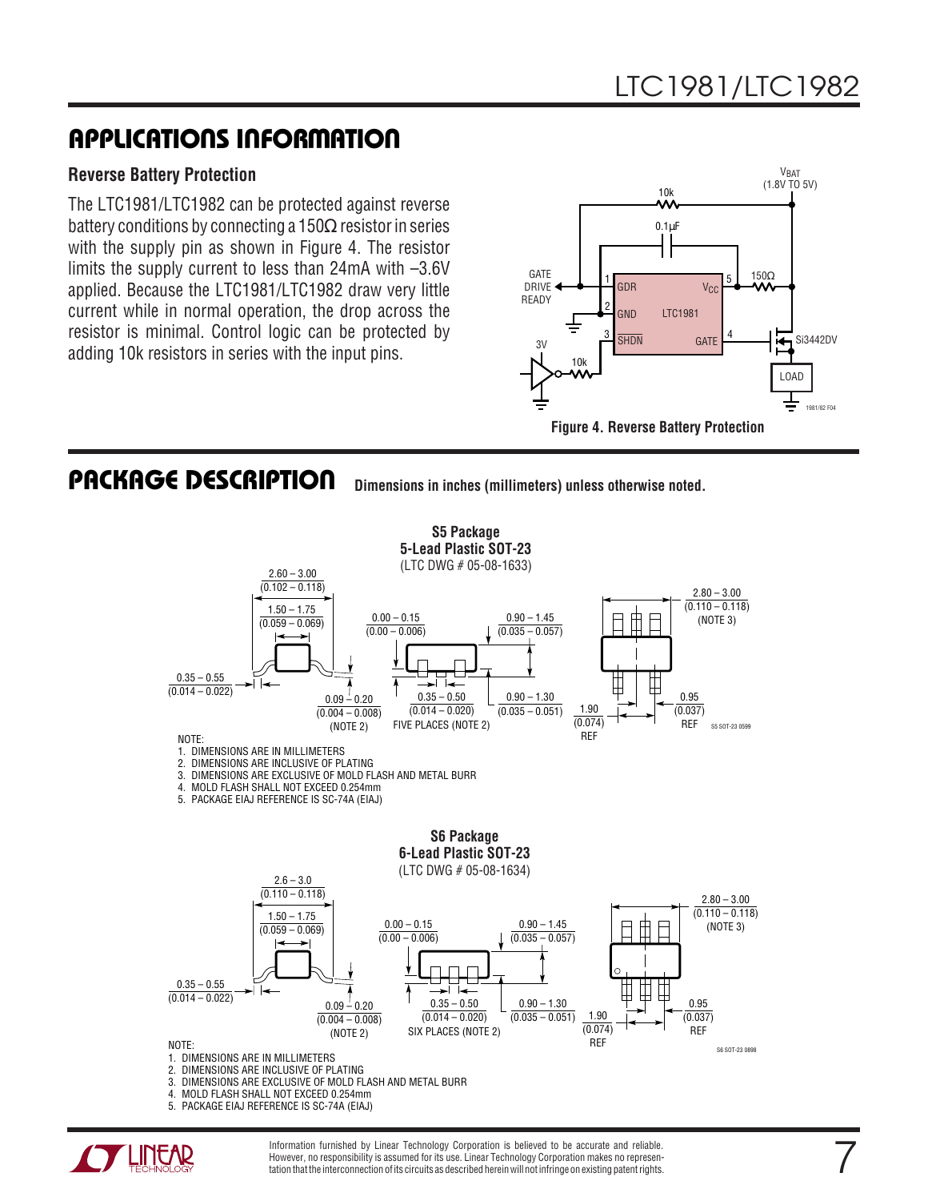## APPLICATIONS INFORMATION

### Reverse Battery Protection

The LTC1981/LTC1982 can be protected against reverse battery conditions by connecting a 150Ω resistor in series with the supply pin as shown in Figure 4. The resistor limits the supply current to less than 24mA with –3.6V applied. Because the LTC1981/LTC1982 draw very little current while in normal operation, the drop across the resistor is minimal. Control logic can be protected by adding 10k resistors in series with the input pins.

**Figure 4. Reverse Battery Protection**

## PACKAGE DESCRIPTION

**Dimensions in inches (millimeters) unless otherwise noted.**

**S5 Package**
**5-Lead Plastic SOT-23**
(LTC DWG # 05-08-1633)

NOTE:
1. DIMENSIONS ARE IN MILLIMETERS
2. DIMENSIONS ARE INCLUSIVE OF PLATING
3. DIMENSIONS ARE EXCLUSIVE OF MOLD FLASH AND METAL BURR
4. MOLD FLASH SHALL NOT EXCEED 0.254mm
5. PACKAGE EIAJ REFERENCE IS SC-74A (EIAJ)

**S6 Package**
**6-Lead Plastic SOT-23**
(LTC DWG # 05-08-1634)

NOTE:
1. DIMENSIONS ARE IN MILLIMETERS
2. DIMENSIONS ARE INCLUSIVE OF PLATING
3. DIMENSIONS ARE EXCLUSIVE OF MOLD FLASH AND METAL BURR
4. MOLD FLASH SHALL NOT EXCEED 0.254mm
5. PACKAGE EIAJ REFERENCE IS SC-74A (EIAJ)

Information furnished by Linear Technology Corporation is believed to be accurate and reliable. However, no responsibility is assumed for its use. Linear Technology Corporation makes no representation that the interconnection of its circuits as described herein will not infringe on existing patent rights.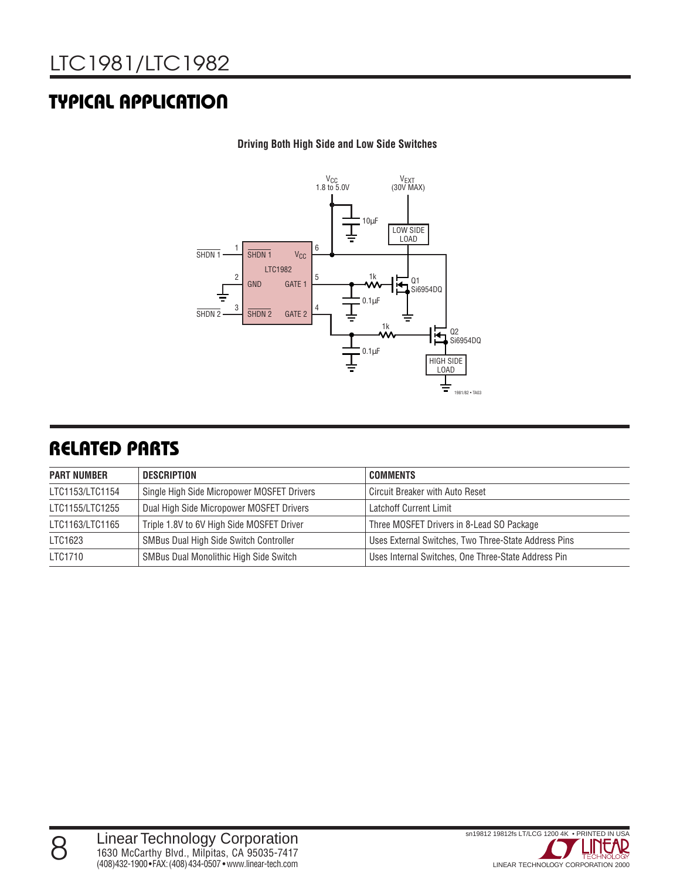## TYPICAL APPLICATION

**Driving Both High Side and Low Side Switches**

$V_{CC}$
1.8 to 5.0V
$V_{EXT}$
(30V MAX)
10µF
LOW SIDE LOAD
SHDN 1
1
SHDN 1
$V_{CC}$
6
LTC1982
2
GND
GATE 1
5
1k
Q1
Si6954DQ
0.1µF
SHDN 2
3
SHDN 2
GATE 2
4
1k
Q2
Si6954DQ
0.1µF
HIGH SIDE LOAD
1981/82 • TA03

## RELATED PARTS

| PART NUMBER | DESCRIPTION | COMMENTS |
|---|---|---|
| LTC1153/LTC1154 | Single High Side Micropower MOSFET Drivers | Circuit Breaker with Auto Reset |
| LTC1155/LTC1255 | Dual High Side Micropower MOSFET Drivers | Latchoff Current Limit |
| LTC1163/LTC1165 | Triple 1.8V to 6V High Side MOSFET Driver | Three MOSFET Drivers in 8-Lead SO Package |
| LTC1623 | SMBus Dual High Side Switch Controller | Uses External Switches, Two Three-State Address Pins |
| LTC1710 | SMBus Dual Monolithic High Side Switch | Uses Internal Switches, One Three-State Address Pin |

Linear Technology Corporation
1630 McCarthy Blvd., Milpitas, CA 95035-7417
(408)432-1900 • FAX: (408) 434-0507 • www.linear-tech.com

sn19812 19812fs LT/LCG 1200 4K • PRINTED IN USA
© LINEAR TECHNOLOGY CORPORATION 2000